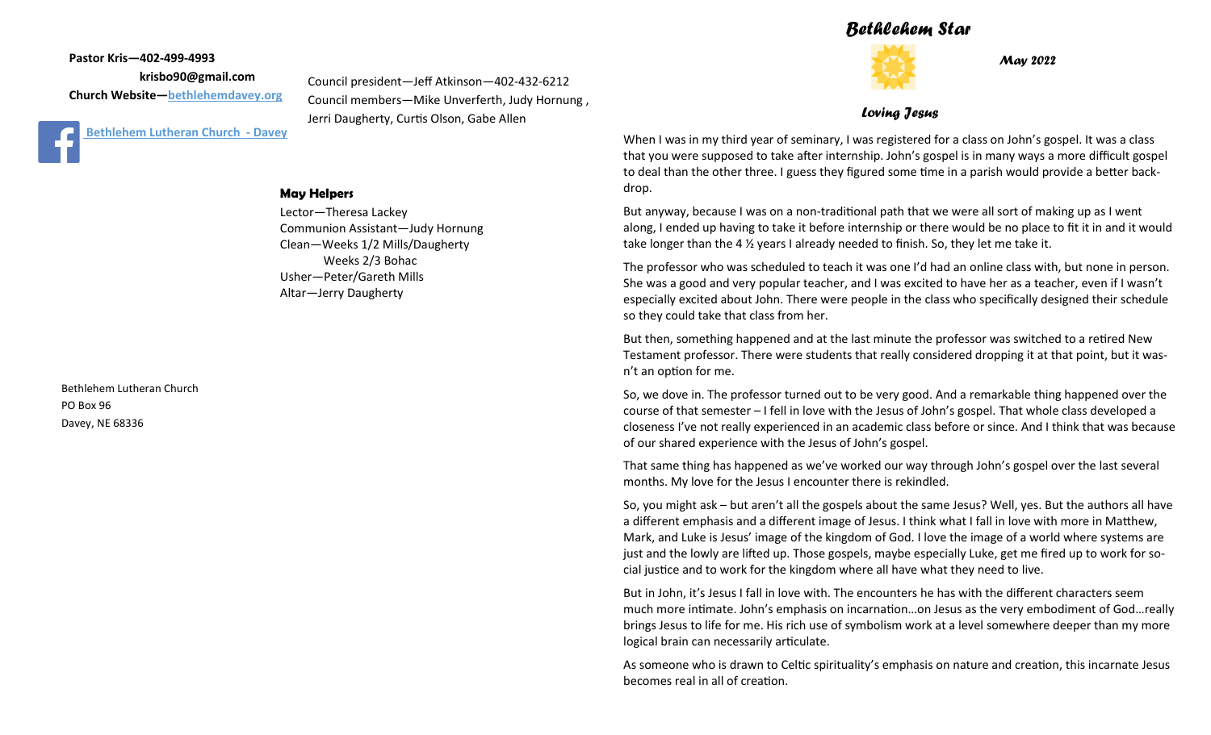**Pastor Kris—402-499-4993**

**krisbo90@gmail.com**

**Church Website—bethlehemdavey.org**

Bethlehem Lutheran Church - Davey

Council president—Jeff Atkinson—402-432-6212

Council members—Mike Unverferth, Judy Hornung , Jerri Daugherty, Curtis Olson, Gabe Allen

**May Helpers**

Lector—Theresa Lackey

Communion Assistant—Judy Hornung

Clean—Weeks 1/2 Mills/Daugherty

Weeks 2/3 Bohac

Usher—Peter/Gareth Mills

Altar—Jerry Daugherty

Bethlehem Lutheran Church

PO Box 96

Davey, NE 68336

# Bethlehem Star

*May 2022*

## Loving Jesus

When I was in my third year of seminary, I was registered for a class on John's gospel. It was a class that you were supposed to take after internship. John's gospel is in many ways a more difficult gospel to deal than the other three. I guess they figured some time in a parish would provide a better back-drop.

But anyway, because I was on a non-traditional path that we were all sort of making up as I went along, I ended up having to take it before internship or there would be no place to fit it in and it would take longer than the 4 ½ years I already needed to finish. So, they let me take it.

The professor who was scheduled to teach it was one I'd had an online class with, but none in person. She was a good and very popular teacher, and I was excited to have her as a teacher, even if I wasn't especially excited about John. There were people in the class who specifically designed their schedule so they could take that class from her.

But then, something happened and at the last minute the professor was switched to a retired New Testament professor. There were students that really considered dropping it at that point, but it wasn't an option for me.

So, we dove in. The professor turned out to be very good. And a remarkable thing happened over the course of that semester – I fell in love with the Jesus of John's gospel. That whole class developed a closeness I've not really experienced in an academic class before or since. And I think that was because of our shared experience with the Jesus of John's gospel.

That same thing has happened as we've worked our way through John's gospel over the last several months. My love for the Jesus I encounter there is rekindled.

So, you might ask – but aren't all the gospels about the same Jesus? Well, yes. But the authors all have a different emphasis and a different image of Jesus. I think what I fall in love with more in Matthew, Mark, and Luke is Jesus' image of the kingdom of God. I love the image of a world where systems are just and the lowly are lifted up. Those gospels, maybe especially Luke, get me fired up to work for social justice and to work for the kingdom where all have what they need to live.

But in John, it's Jesus I fall in love with. The encounters he has with the different characters seem much more intimate. John's emphasis on incarnation…on Jesus as the very embodiment of God…really brings Jesus to life for me. His rich use of symbolism work at a level somewhere deeper than my more logical brain can necessarily articulate.

As someone who is drawn to Celtic spirituality's emphasis on nature and creation, this incarnate Jesus becomes real in all of creation.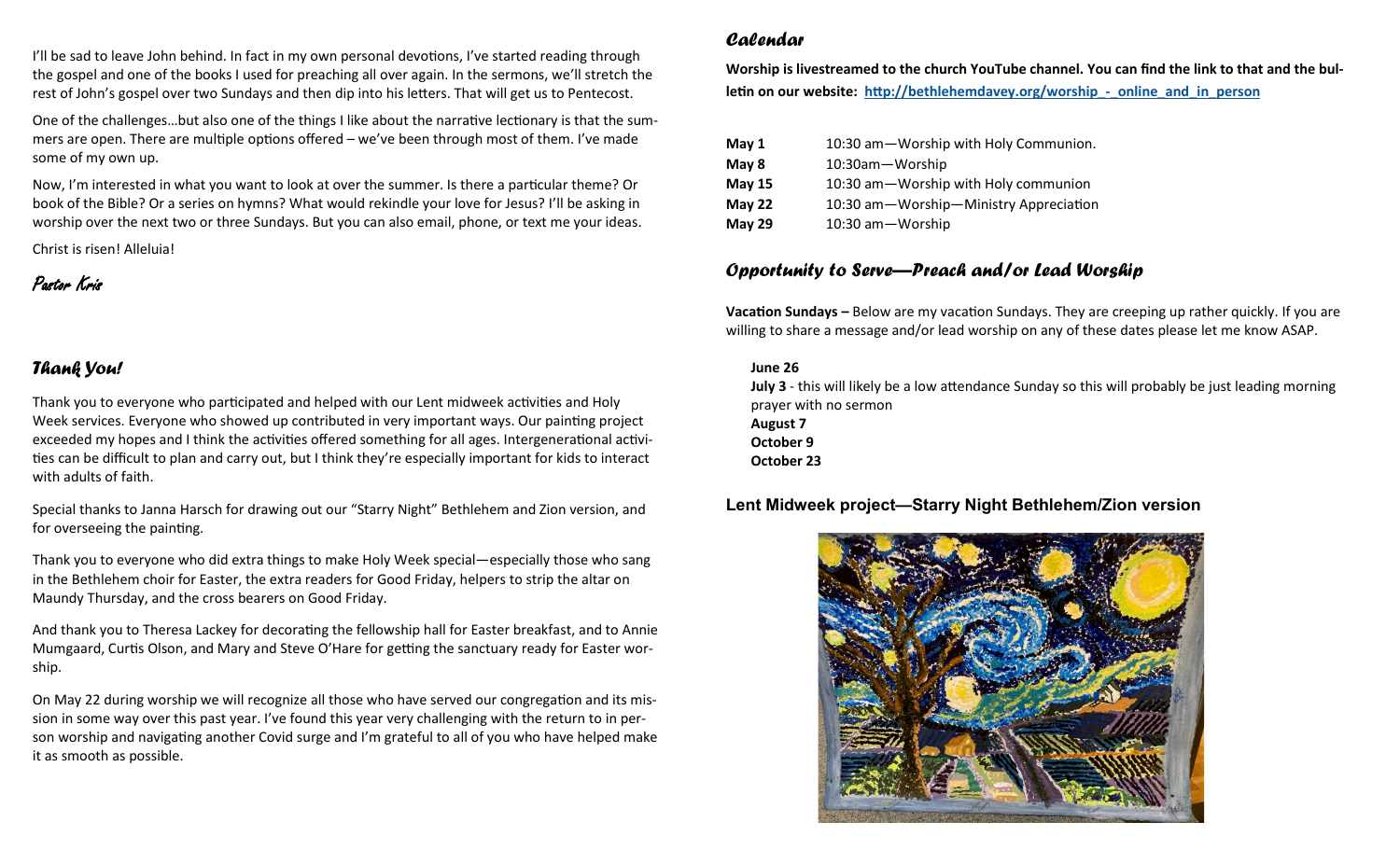I'll be sad to leave John behind. In fact in my own personal devotions, I've started reading through the gospel and one of the books I used for preaching all over again. In the sermons, we'll stretch the rest of John's gospel over two Sundays and then dip into his letters. That will get us to Pentecost.

One of the challenges…but also one of the things I like about the narrative lectionary is that the summers are open. There are multiple options offered – we've been through most of them. I've made some of my own up.

Now, I'm interested in what you want to look at over the summer. Is there a particular theme? Or book of the Bible? Or a series on hymns? What would rekindle your love for Jesus? I'll be asking in worship over the next two or three Sundays. But you can also email, phone, or text me your ideas.

Christ is risen! Alleluia!

*Pastor Kris*

## *Thank You!*

Thank you to everyone who participated and helped with our Lent midweek activities and Holy Week services. Everyone who showed up contributed in very important ways. Our painting project exceeded my hopes and I think the activities offered something for all ages. Intergenerational activities can be difficult to plan and carry out, but I think they're especially important for kids to interact with adults of faith.

Special thanks to Janna Harsch for drawing out our "Starry Night" Bethlehem and Zion version, and for overseeing the painting.

Thank you to everyone who did extra things to make Holy Week special—especially those who sang in the Bethlehem choir for Easter, the extra readers for Good Friday, helpers to strip the altar on Maundy Thursday, and the cross bearers on Good Friday.

And thank you to Theresa Lackey for decorating the fellowship hall for Easter breakfast, and to Annie Mumgaard, Curtis Olson, and Mary and Steve O'Hare for getting the sanctuary ready for Easter worship.

On May 22 during worship we will recognize all those who have served our congregation and its mission in some way over this past year. I've found this year very challenging with the return to in person worship and navigating another Covid surge and I'm grateful to all of you who have helped make it as smooth as possible.

## *Calendar*

**Worship is livestreamed to the church YouTube channel. You can find the link to that and the bulletin on our website: [http://bethlehemdavey.org/worship_-_online_and_in_person](http://bethlehemdavey.org/worship_-_online_and_in_person)**

| | |
|---|---|
| **May 1** | 10:30 am—Worship with Holy Communion. |
| **May 8** | 10:30am—Worship |
| **May 15** | 10:30 am—Worship with Holy communion |
| **May 22** | 10:30 am—Worship—Ministry Appreciation |
| **May 29** | 10:30 am—Worship |

## *Opportunity to Serve—Preach and/or Lead Worship*

**Vacation Sundays –** Below are my vacation Sundays. They are creeping up rather quickly. If you are willing to share a message and/or lead worship on any of these dates please let me know ASAP.

**June 26**
**July 3** - this will likely be a low attendance Sunday so this will probably be just leading morning prayer with no sermon
**August 7**
**October 9**
**October 23**

## Lent Midweek project—Starry Night Bethlehem/Zion version